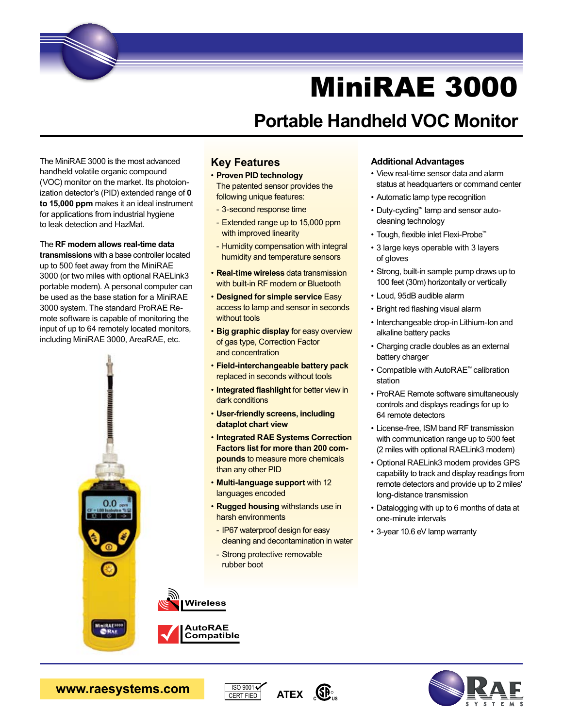# MiniRAE 3000

## Portable Handheld VOC Monitor

The MiniRAE 3000 is the most advanced handheld volatile organic compound (VOC) monitor on the market. Its photoionization detector's (PID) extended range of **0 to 15,000 ppm** makes it an ideal instrument for applications from industrial hygiene to leak detection and HazMat.

The **RF modem allows real-time data transmissions** with a base controller located up to 500 feet away from the MiniRAE 3000 (or two miles with optional RAELink3 portable modem). A personal computer can be used as the base station for a MiniRAE 3000 system. The standard ProRAE Remote software is capable of monitoring the input of up to 64 remotely located monitors, including MiniRAE 3000, AreaRAE, etc.

### Key Features

- **Proven PID technology** The patented sensor provides the following unique features:
  - 3-second response time
  - Extended range up to 15,000 ppm with improved linearity
  - Humidity compensation with integral humidity and temperature sensors
- **Real-time wireless** data transmission with built-in RF modem or Bluetooth
- **Designed for simple service** Easy access to lamp and sensor in seconds without tools
- **Big graphic display** for easy overview of gas type, Correction Factor and concentration
- **Field-interchangeable battery pack** replaced in seconds without tools
- **Integrated flashlight** for better view in dark conditions
- **User-friendly screens, including dataplot chart view**
- **Integrated RAE Systems Correction Factors list for more than 200 compounds** to measure more chemicals than any other PID
- **Multi-language support** with 12 languages encoded
- **Rugged housing** withstands use in harsh environments
  - IP67 waterproof design for easy cleaning and decontamination in water
  - Strong protective removable rubber boot

### Additional Advantages

- View real-time sensor data and alarm status at headquarters or command center
- Automatic lamp type recognition
- Duty-cycling™ lamp and sensor auto-cleaning technology
- Tough, flexible inlet Flexi-Probe™
- 3 large keys operable with 3 layers of gloves
- Strong, built-in sample pump draws up to 100 feet (30m) horizontally or vertically
- Loud, 95dB audible alarm
- Bright red flashing visual alarm
- Interchangeable drop-in Lithium-Ion and alkaline battery packs
- Charging cradle doubles as an external battery charger
- Compatible with AutoRAE™ calibration station
- ProRAE Remote software simultaneously controls and displays readings for up to 64 remote detectors
- License-free, ISM band RF transmission with communication range up to 500 feet (2 miles with optional RAELink3 modem)
- Optional RAELink3 modem provides GPS capability to track and display readings from remote detectors and provide up to 2 miles' long-distance transmission
- Datalogging with up to 6 months of data at one-minute intervals
- 3-year 10.6 eV lamp warranty

Wireless

AutoRAE Compatible

www.raesystems.com

ISO 9001 CERTIFIED ATEX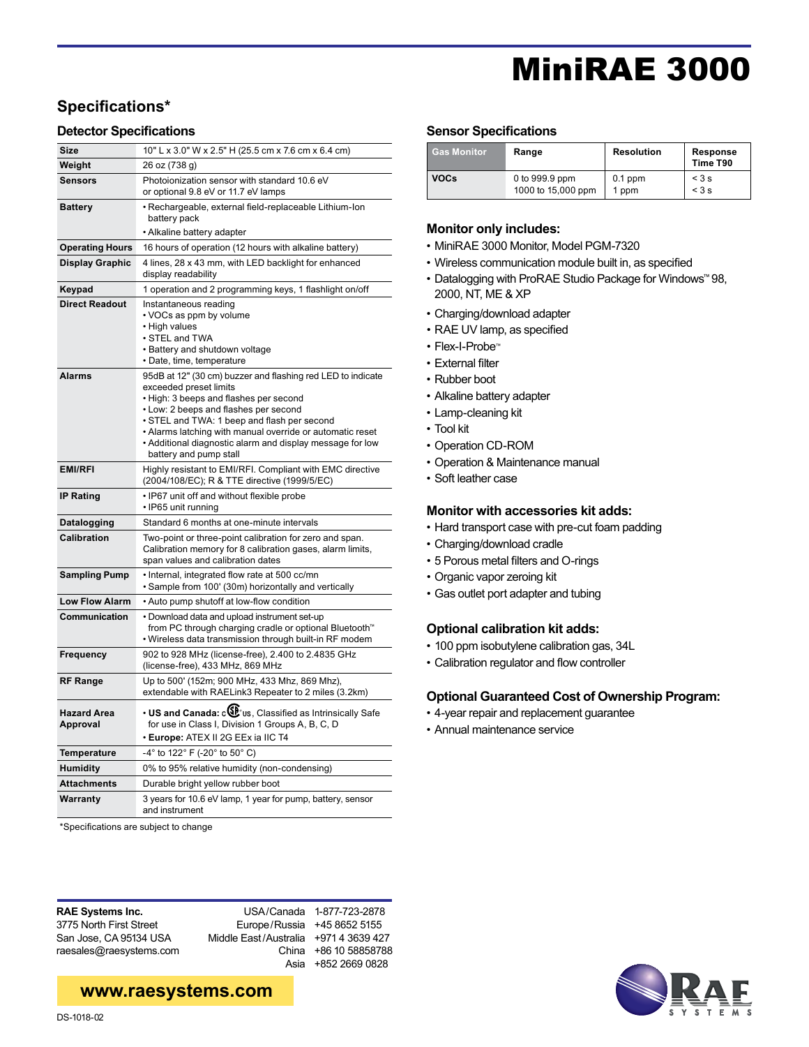# MiniRAE 3000

## Specifications*

### Detector Specifications

| | |
|---|---|
| **Size** | 10" L x 3.0" W x 2.5" H (25.5 cm x 7.6 cm x 6.4 cm) |
| **Weight** | 26 oz (738 g) |
| **Sensors** | Photoionization sensor with standard 10.6 eV or optional 9.8 eV or 11.7 eV lamps |
| **Battery** | • Rechargeable, external field-replaceable Lithium-Ion battery pack<br>• Alkaline battery adapter |
| **Operating Hours** | 16 hours of operation (12 hours with alkaline battery) |
| **Display Graphic** | 4 lines, 28 x 43 mm, with LED backlight for enhanced display readability |
| **Keypad** | 1 operation and 2 programming keys, 1 flashlight on/off |
| **Direct Readout** | Instantaneous reading<br>• VOCs as ppm by volume<br>• High values<br>• STEL and TWA<br>• Battery and shutdown voltage<br>• Date, time, temperature |
| **Alarms** | 95dB at 12" (30 cm) buzzer and flashing red LED to indicate exceeded preset limits<br>• High: 3 beeps and flashes per second<br>• Low: 2 beeps and flashes per second<br>• STEL and TWA: 1 beep and flash per second<br>• Alarms latching with manual override or automatic reset<br>• Additional diagnostic alarm and display message for low battery and pump stall |
| **EMI/RFI** | Highly resistant to EMI/RFI. Compliant with EMC directive (2004/108/EC); R & TTE directive (1999/5/EC) |
| **IP Rating** | • IP67 unit off and without flexible probe<br>• IP65 unit running |
| **Datalogging** | Standard 6 months at one-minute intervals |
| **Calibration** | Two-point or three-point calibration for zero and span. Calibration memory for 8 calibration gases, alarm limits, span values and calibration dates |
| **Sampling Pump** | • Internal, integrated flow rate at 500 cc/mn<br>• Sample from 100' (30m) horizontally and vertically |
| **Low Flow Alarm** | • Auto pump shutoff at low-flow condition |
| **Communication** | • Download data and upload instrument set-up from PC through charging cradle or optional Bluetooth™<br>• Wireless data transmission through built-in RF modem |
| **Frequency** | 902 to 928 MHz (license-free), 2.400 to 2.4835 GHz (license-free), 433 MHz, 869 MHz |
| **RF Range** | Up to 500' (152m; 900 MHz, 433 Mhz, 869 Mhz), extendable with RAELink3 Repeater to 2 miles (3.2km) |
| **Hazard Area Approval** | • **US and Canada:** cCSAus, Classified as Intrinsically Safe for use in Class I, Division 1 Groups A, B, C, D<br>• **Europe:** ATEX II 2G EEx ia IIC T4 |
| **Temperature** | -4° to 122° F (-20° to 50° C) |
| **Humidity** | 0% to 95% relative humidity (non-condensing) |
| **Attachments** | Durable bright yellow rubber boot |
| **Warranty** | 3 years for 10.6 eV lamp, 1 year for pump, battery, sensor and instrument |

*Specifications are subject to change

### Sensor Specifications

| Gas Monitor | Range | Resolution | Response Time T90 |
|---|---|---|---|
| VOCs | 0 to 999.9 ppm<br>1000 to 15,000 ppm | 0.1 ppm<br>1 ppm | < 3 s<br>< 3 s |

### Monitor only includes:

- MiniRAE 3000 Monitor, Model PGM-7320
- Wireless communication module built in, as specified
- Datalogging with ProRAE Studio Package for Windows™ 98, 2000, NT, ME & XP
- Charging/download adapter
- RAE UV lamp, as specified
- Flex-I-Probe™
- External filter
- Rubber boot
- Alkaline battery adapter
- Lamp-cleaning kit
- Tool kit
- Operation CD-ROM
- Operation & Maintenance manual
- Soft leather case

### Monitor with accessories kit adds:

- Hard transport case with pre-cut foam padding
- Charging/download cradle
- 5 Porous metal filters and O-rings
- Organic vapor zeroing kit
- Gas outlet port adapter and tubing

### Optional calibration kit adds:

- 100 ppm isobutylene calibration gas, 34L
- Calibration regulator and flow controller

### Optional Guaranteed Cost of Ownership Program:

- 4-year repair and replacement guarantee
- Annual maintenance service

**RAE Systems Inc.**
3775 North First Street
San Jose, CA 95134 USA
raesales@raesystems.com

| | |
|---|---|
| USA/Canada | 1-877-723-2878 |
| Europe/Russia | +45 8652 5155 |
| Middle East/Australia | +971 4 3639 427 |
| China | +86 10 58858788 |
| Asia | +852 2669 0828 |

**www.raesystems.com**

RAE SYSTEMS

DS-1018-02